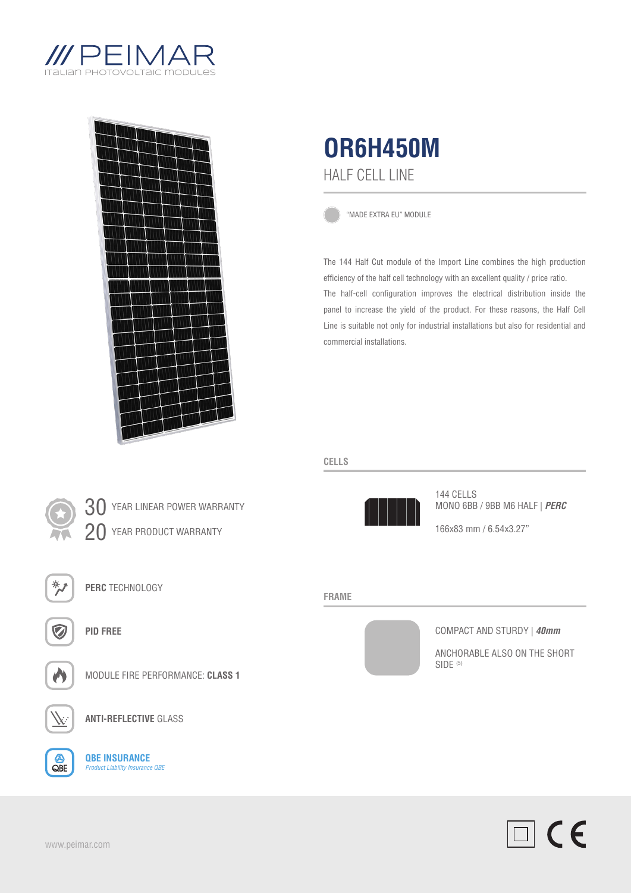# PEIMAR

ITALIAN PHOTOVOLTAIC MODULES

# OR6H450M

## HALF CELL LINE

"MADE EXTRA EU" MODULE

The 144 Half Cut module of the Import Line combines the high production efficiency of the half cell technology with an excellent quality / price ratio.
The half-cell configuration improves the electrical distribution inside the panel to increase the yield of the product. For these reasons, the Half Cell Line is suitable not only for industrial installations but also for residential and commercial installations.

30 YEAR LINEAR POWER WARRANTY

20 YEAR PRODUCT WARRANTY

**PERC** TECHNOLOGY

**PID FREE**

MODULE FIRE PERFORMANCE: **CLASS 1**

**ANTI-REFLECTIVE** GLASS

**QBE INSURANCE**
*Product Liability Insurance QBE*

### CELLS

144 CELLS
MONO 6BB / 9BB M6 HALF | ***PERC***

166x83 mm / 6.54x3.27"

### FRAME

COMPACT AND STURDY | ***40mm***

ANCHORABLE ALSO ON THE SHORT SIDE (5)

www.peimar.com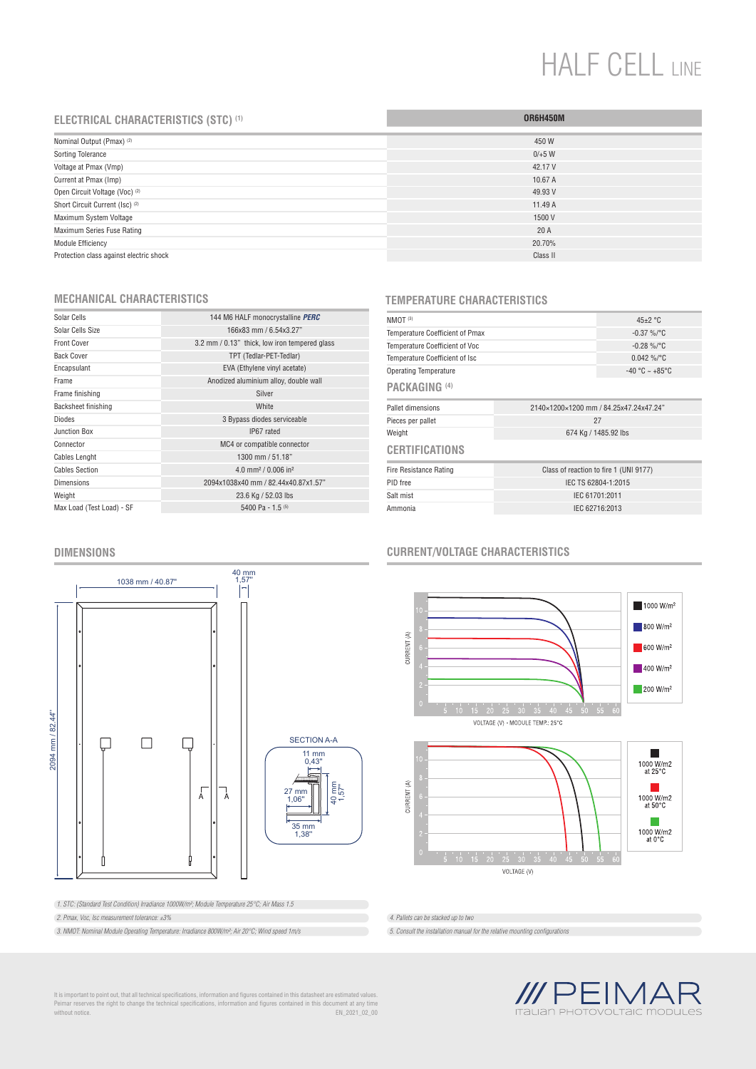# HALF CELL LINE

## ELECTRICAL CHARACTERISTICS (STC) (1)

| | OR6H450M |
|---|---|
| Nominal Output (Pmax) (2) | 450 W |
| Sorting Tolerance | 0/+5 W |
| Voltage at Pmax (Vmp) | 42.17 V |
| Current at Pmax (Imp) | 10.67 A |
| Open Circuit Voltage (Voc) (2) | 49.93 V |
| Short Circuit Current (Isc) (2) | 11.49 A |
| Maximum System Voltage | 1500 V |
| Maximum Series Fuse Rating | 20 A |
| Module Efficiency | 20.70% |
| Protection class against electric shock | Class II |

## MECHANICAL CHARACTERISTICS

| | |
|---|---|
| Solar Cells | 144 M6 HALF monocrystalline ***PERC*** |
| Solar Cells Size | 166x83 mm / 6.54x3.27" |
| Front Cover | 3.2 mm / 0.13" thick, low iron tempered glass |
| Back Cover | TPT (Tedlar-PET-Tedlar) |
| Encapsulant | EVA (Ethylene vinyl acetate) |
| Frame | Anodized aluminium alloy, double wall |
| Frame finishing | Silver |
| Backsheet finishing | White |
| Diodes | 3 Bypass diodes serviceable |
| Junction Box | IP67 rated |
| Connector | MC4 or compatible connector |
| Cables Lenght | 1300 mm / 51.18" |
| Cables Section | 4.0 mm² / 0.006 in² |
| Dimensions | 2094x1038x40 mm / 82.44x40.87x1.57" |
| Weight | 23.6 Kg / 52.03 lbs |
| Max Load (Test Load) - SF | 5400 Pa - 1.5 (5) |

## TEMPERATURE CHARACTERISTICS

| | |
|---|---|
| NMOT (3) | 45±2 °C |
| Temperature Coefficient of Pmax | -0.37 %/°C |
| Temperature Coefficient of Voc | -0.28 %/°C |
| Temperature Coefficient of Isc | 0.042 %/°C |
| Operating Temperature | -40 °C ~ +85°C |

## PACKAGING (4)

| | |
|---|---|
| Pallet dimensions | 2140×1200×1200 mm / 84.25x47.24x47.24" |
| Pieces per pallet | 27 |
| Weight | 674 Kg / 1485.92 lbs |

## CERTIFICATIONS

| | |
|---|---|
| Fire Resistance Rating | Class of reaction to fire 1 (UNI 9177) |
| PID free | IEC TS 62804-1:2015 |
| Salt mist | IEC 61701:2011 |
| Ammonia | IEC 62716:2013 |

## DIMENSIONS

1038 mm / 40.87"
40 mm 1,57"
2094 mm / 82.44"
A A
SECTION A-A
11 mm 0,43"
27 mm 1,06"
40 mm 1,57"
35 mm 1,38"

## CURRENT/VOLTAGE CHARACTERISTICS

CURRENT (A)
VOLTAGE (V) - MODULE TEMP.: 25°C
1000 W/m²
800 W/m²
600 W/m²
400 W/m²
200 W/m²

CURRENT (A)
VOLTAGE (V)
1000 W/m2 at 25°C
1000 W/m2 at 50°C
1000 W/m2 at 0°C

*1. STC: (Standard Test Condition) Irradiance 1000W/m²; Module Temperature 25°C; Air Mass 1.5*

*2. Pmax, Voc, Isc measurement tolerance: ±3%*

*3. NMOT: Nominal Module Operating Temperature: Irradiance 800W/m²; Air 20°C; Wind speed 1m/s*

*4. Pallets can be stacked up to two*

*5. Consult the installation manual for the relative mounting configurations*

It is important to point out, that all technical specifications, information and figures contained in this datasheet are estimated values. Peimar reserves the right to change the technical specifications, information and figures contained in this document at any time without notice. EN_2021_02_00

PEIMAR
ITALIAN PHOTOVOLTAIC MODULES